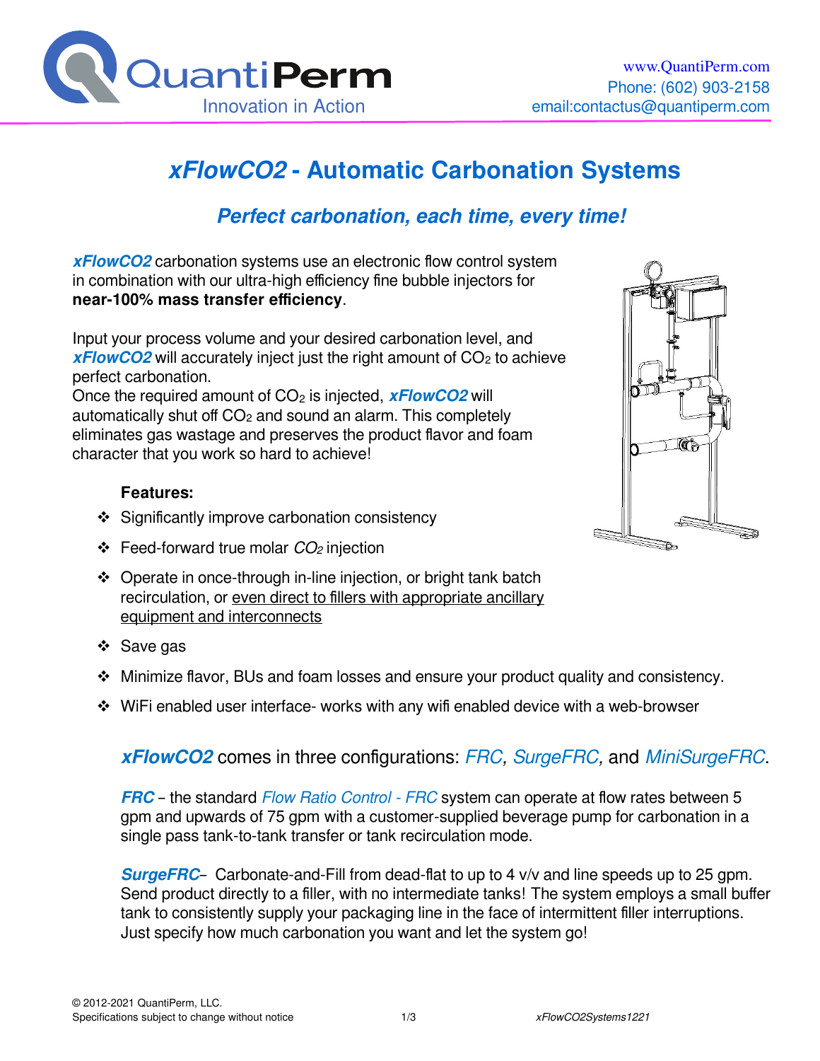QuantiPerm
Innovation in Action

www.QuantiPerm.com
Phone: (602) 903-2158
email:contactus@quantiperm.com

# *xFlowCO2* - Automatic Carbonation Systems

## *Perfect carbonation, each time, every time!*

***xFlowCO2*** carbonation systems use an electronic flow control system in combination with our ultra-high efficiency fine bubble injectors for **near-100% mass transfer efficiency**.

Input your process volume and your desired carbonation level, and ***xFlowCO2*** will accurately inject just the right amount of $CO_2$ to achieve perfect carbonation.
Once the required amount of $CO_2$ is injected, ***xFlowCO2*** will automatically shut off $CO_2$ and sound an alarm. This completely eliminates gas wastage and preserves the product flavor and foam character that you work so hard to achieve!

**Features:**

- Significantly improve carbonation consistency
- Feed-forward true molar $CO_2$ injection
- Operate in once-through in-line injection, or bright tank batch recirculation, or even direct to fillers with appropriate ancillary equipment and interconnects
- Save gas
- Minimize flavor, BUs and foam losses and ensure your product quality and consistency.
- WiFi enabled user interface- works with any wifi enabled device with a web-browser

### ***xFlowCO2*** comes in three configurations: *FRC*, *SurgeFRC*, and *MiniSurgeFRC*.

***FRC*** – the standard *Flow Ratio Control - FRC* system can operate at flow rates between 5 gpm and upwards of 75 gpm with a customer-supplied beverage pump for carbonation in a single pass tank-to-tank transfer or tank recirculation mode.

***SurgeFRC***– Carbonate-and-Fill from dead-flat to up to 4 v/v and line speeds up to 25 gpm. Send product directly to a filler, with no intermediate tanks! The system employs a small buffer tank to consistently supply your packaging line in the face of intermittent filler interruptions. Just specify how much carbonation you want and let the system go!

© 2012-2021 QuantiPerm, LLC.
Specifications subject to change without notice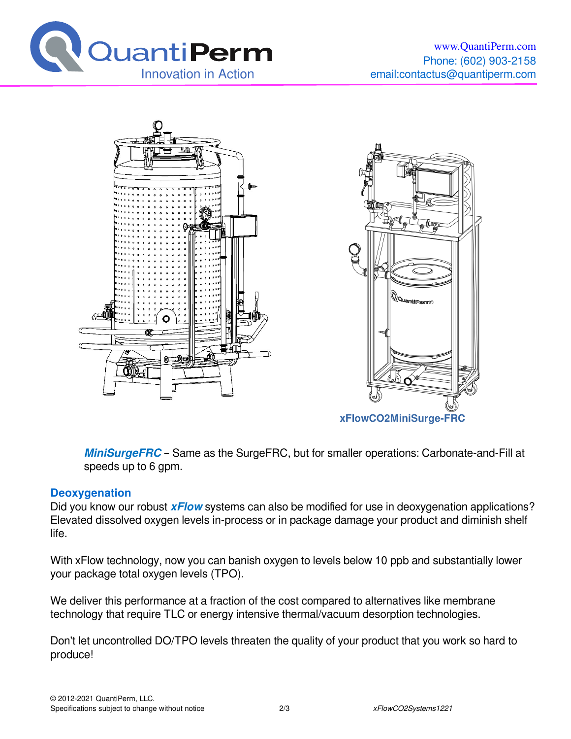xFlowCO2MiniSurge-FRC

***MiniSurgeFRC*** – Same as the SurgeFRC, but for smaller operations: Carbonate-and-Fill at speeds up to 6 gpm.

## Deoxygenation

Did you know our robust ***xFlow*** systems can also be modified for use in deoxygenation applications? Elevated dissolved oxygen levels in-process or in package damage your product and diminish shelf life.

With xFlow technology, now you can banish oxygen to levels below 10 ppb and substantially lower your package total oxygen levels (TPO).

We deliver this performance at a fraction of the cost compared to alternatives like membrane technology that require TLC or energy intensive thermal/vacuum desorption technologies.

Don't let uncontrolled DO/TPO levels threaten the quality of your product that you work so hard to produce!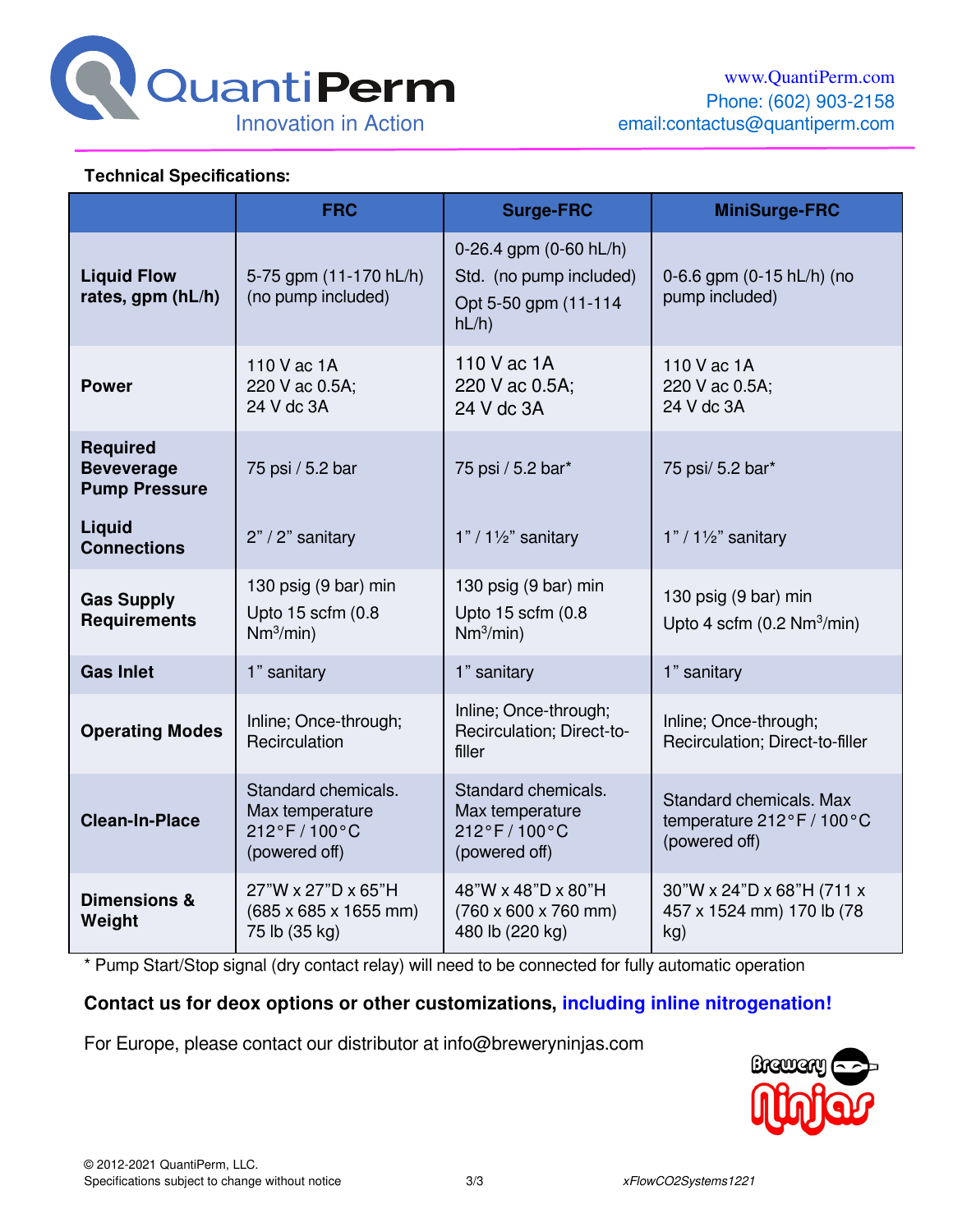QuantiPerm
Innovation in Action

www.QuantiPerm.com
Phone: (602) 903-2158
email:contactus@quantiperm.com

**Technical Specifications:**

| | FRC | Surge-FRC | MiniSurge-FRC |
|---|---|---|---|
| **Liquid Flow rates, gpm (hL/h)** | 5-75 gpm (11-170 hL/h) (no pump included) | 0-26.4 gpm (0-60 hL/h) Std. (no pump included) Opt 5-50 gpm (11-114 hL/h) | 0-6.6 gpm (0-15 hL/h) (no pump included) |
| **Power** | 110 V ac 1A 220 V ac 0.5A; 24 V dc 3A | 110 V ac 1A 220 V ac 0.5A; 24 V dc 3A | 110 V ac 1A 220 V ac 0.5A; 24 V dc 3A |
| **Required Beveverage Pump Pressure** | 75 psi / 5.2 bar | 75 psi / 5.2 bar* | 75 psi/ 5.2 bar* |
| **Liquid Connections** | 2” / 2” sanitary | 1” / 1½” sanitary | 1” / 1½” sanitary |
| **Gas Supply Requirements** | 130 psig (9 bar) min Upto 15 scfm (0.8 $Nm^3$/min) | 130 psig (9 bar) min Upto 15 scfm (0.8 $Nm^3$/min) | 130 psig (9 bar) min Upto 4 scfm (0.2 $Nm^3$/min) |
| **Gas Inlet** | 1” sanitary | 1” sanitary | 1” sanitary |
| **Operating Modes** | Inline; Once-through; Recirculation | Inline; Once-through; Recirculation; Direct-to-filler | Inline; Once-through; Recirculation; Direct-to-filler |
| **Clean-In-Place** | Standard chemicals. Max temperature 212°F / 100°C (powered off) | Standard chemicals. Max temperature 212°F / 100°C (powered off) | Standard chemicals. Max temperature 212°F / 100°C (powered off) |
| **Dimensions & Weight** | 27”W x 27”D x 65”H (685 x 685 x 1655 mm) 75 lb (35 kg) | 48”W x 48”D x 80”H (760 x 600 x 760 mm) 480 lb (220 kg) | 30”W x 24”D x 68”H (711 x 457 x 1524 mm) 170 lb (78 kg) |

* Pump Start/Stop signal (dry contact relay) will need to be connected for fully automatic operation

**Contact us for deox options or other customizations, including inline nitrogenation!**

For Europe, please contact our distributor at info@breweryninjas.com

Brewery Ninjas

© 2012-2021 QuantiPerm, LLC.
Specifications subject to change without notice

*xFlowCO2Systems1221*